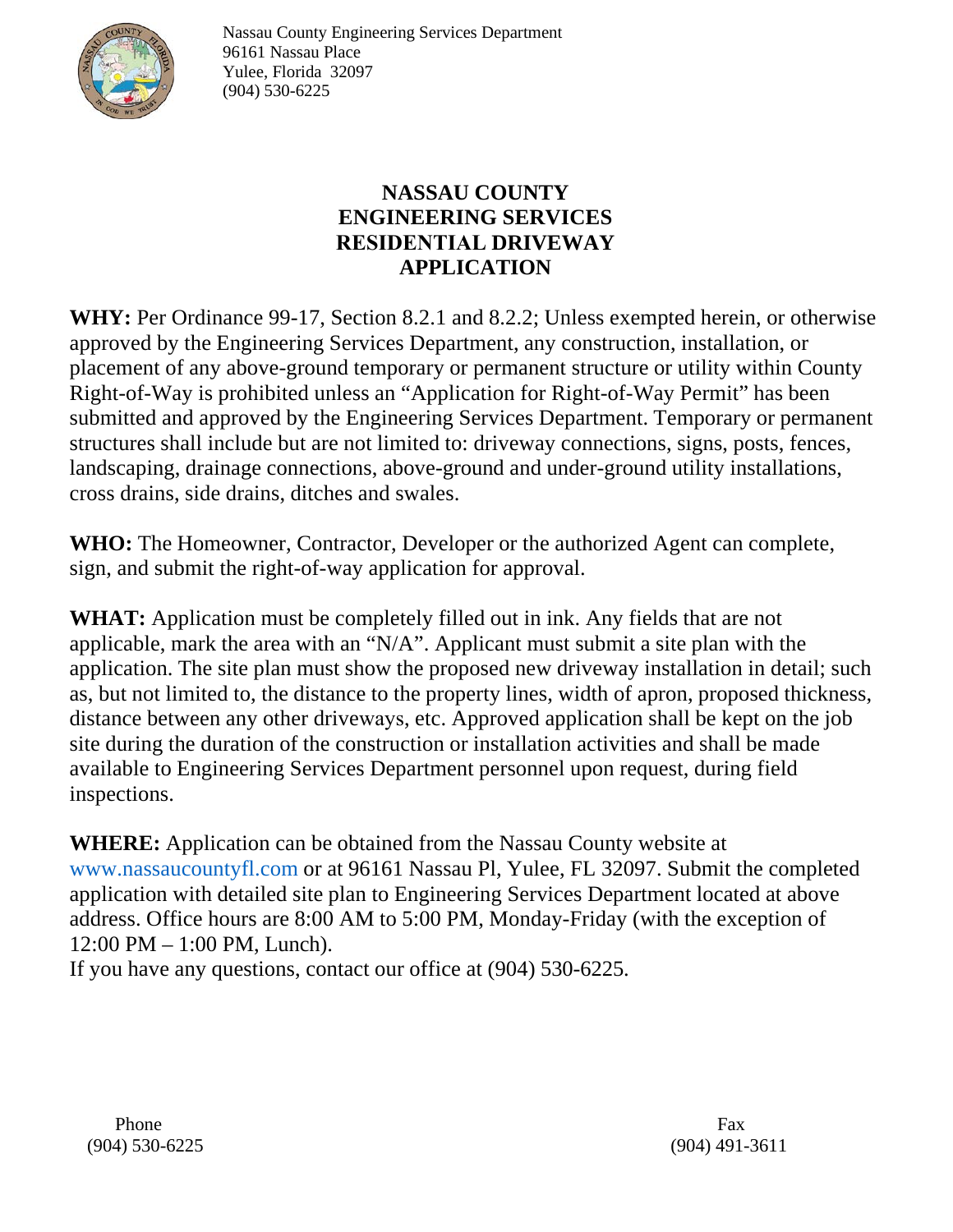Nassau County Engineering Services Department
96161 Nassau Place
Yulee, Florida 32097
(904) 530-6225

# NASSAU COUNTY ENGINEERING SERVICES RESIDENTIAL DRIVEWAY APPLICATION

**WHY:** Per Ordinance 99-17, Section 8.2.1 and 8.2.2; Unless exempted herein, or otherwise approved by the Engineering Services Department, any construction, installation, or placement of any above-ground temporary or permanent structure or utility within County Right-of-Way is prohibited unless an "Application for Right-of-Way Permit" has been submitted and approved by the Engineering Services Department. Temporary or permanent structures shall include but are not limited to: driveway connections, signs, posts, fences, landscaping, drainage connections, above-ground and under-ground utility installations, cross drains, side drains, ditches and swales.

**WHO:** The Homeowner, Contractor, Developer or the authorized Agent can complete, sign, and submit the right-of-way application for approval.

**WHAT:** Application must be completely filled out in ink. Any fields that are not applicable, mark the area with an "N/A". Applicant must submit a site plan with the application. The site plan must show the proposed new driveway installation in detail; such as, but not limited to, the distance to the property lines, width of apron, proposed thickness, distance between any other driveways, etc. Approved application shall be kept on the job site during the duration of the construction or installation activities and shall be made available to Engineering Services Department personnel upon request, during field inspections.

**WHERE:** Application can be obtained from the Nassau County website at www.nassaucountyfl.com or at 96161 Nassau Pl, Yulee, FL 32097. Submit the completed application with detailed site plan to Engineering Services Department located at above address. Office hours are 8:00 AM to 5:00 PM, Monday-Friday (with the exception of 12:00 PM – 1:00 PM, Lunch).
If you have any questions, contact our office at (904) 530-6225.

Phone
(904) 530-6225

Fax
(904) 491-3611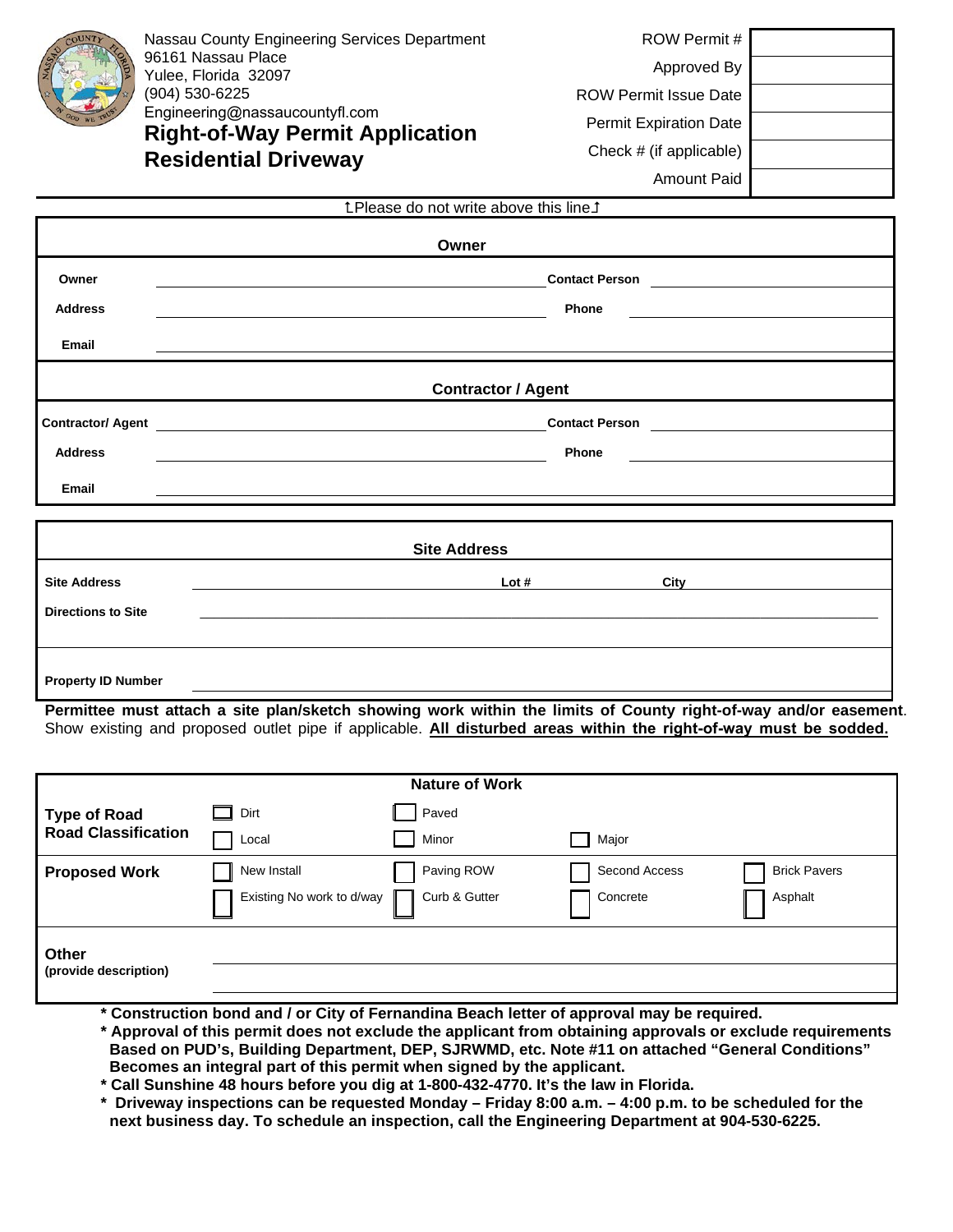Nassau County Engineering Services Department
96161 Nassau Place
Yulee, Florida 32097
(904) 530-6225
Engineering@nassaucountyfl.com

# Right-of-Way Permit Application
# Residential Driveway

| | |
|---|---|
| ROW Permit # | |
| Approved By | |
| ROW Permit Issue Date | |
| Permit Expiration Date | |
| Check # (if applicable) | |
| Amount Paid | |

⮤Please do not write above this line⮥

## Owner

| | | | |
|---|---|---|---|
| **Owner** | | **Contact Person** | |
| **Address** | | **Phone** | |
| **Email** | | | |

## Contractor / Agent

| | | | |
|---|---|---|---|
| **Contractor/ Agent** | | **Contact Person** | |
| **Address** | | **Phone** | |
| **Email** | | | |

## Site Address

| | | | |
|---|---|---|---|
| **Site Address** | | **Lot #** | **City** |
| **Directions to Site** | | | |
| **Property ID Number** | | | |

**Permittee must attach a site plan/sketch showing work within the limits of County right-of-way and/or easement**. Show existing and proposed outlet pipe if applicable. **<u>All disturbed areas within the right-of-way must be sodded.</u>**

## Nature of Work

| | | | | |
|---|---|---|---|---|
| **Type of Road** | ☐ Dirt | ☐ Paved | | |
| **Road Classification** | ☐ Local | ☐ Minor | ☐ Major | |
| **Proposed Work** | ☐ New Install | ☐ Paving ROW | ☐ Second Access | ☐ Brick Pavers |
| | ☐ Existing No work to d/way | ☐ Curb & Gutter | ☐ Concrete | ☐ Asphalt |
| **Other** (provide description) | | | | |

- **\* Construction bond and / or City of Fernandina Beach letter of approval may be required.**
- **\* Approval of this permit does not exclude the applicant from obtaining approvals or exclude requirements Based on PUD's, Building Department, DEP, SJRWMD, etc. Note #11 on attached "General Conditions" Becomes an integral part of this permit when signed by the applicant.**
- **\* Call Sunshine 48 hours before you dig at 1-800-432-4770. It's the law in Florida.**
- **\* Driveway inspections can be requested Monday – Friday 8:00 a.m. – 4:00 p.m. to be scheduled for the next business day. To schedule an inspection, call the Engineering Department at 904-530-6225.**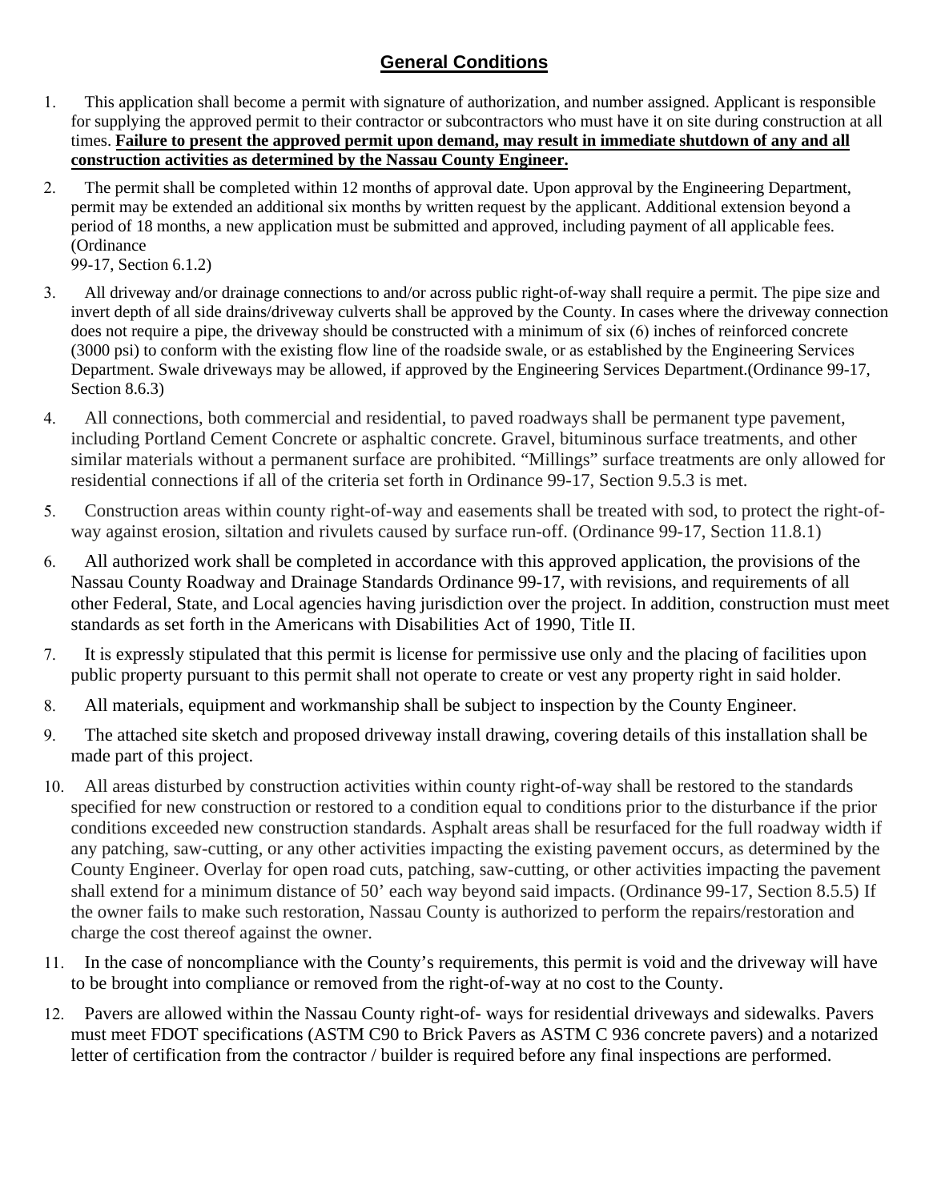## General Conditions

1. This application shall become a permit with signature of authorization, and number assigned. Applicant is responsible for supplying the approved permit to their contractor or subcontractors who must have it on site during construction at all times. **Failure to present the approved permit upon demand, may result in immediate shutdown of any and all construction activities as determined by the Nassau County Engineer.**

2. The permit shall be completed within 12 months of approval date. Upon approval by the Engineering Department, permit may be extended an additional six months by written request by the applicant. Additional extension beyond a period of 18 months, a new application must be submitted and approved, including payment of all applicable fees. (Ordinance 99-17, Section 6.1.2)

3. All driveway and/or drainage connections to and/or across public right-of-way shall require a permit. The pipe size and invert depth of all side drains/driveway culverts shall be approved by the County. In cases where the driveway connection does not require a pipe, the driveway should be constructed with a minimum of six (6) inches of reinforced concrete (3000 psi) to conform with the existing flow line of the roadside swale, or as established by the Engineering Services Department. Swale driveways may be allowed, if approved by the Engineering Services Department.(Ordinance 99-17, Section 8.6.3)

4. All connections, both commercial and residential, to paved roadways shall be permanent type pavement, including Portland Cement Concrete or asphaltic concrete. Gravel, bituminous surface treatments, and other similar materials without a permanent surface are prohibited. "Millings" surface treatments are only allowed for residential connections if all of the criteria set forth in Ordinance 99-17, Section 9.5.3 is met.

5. Construction areas within county right-of-way and easements shall be treated with sod, to protect the right-of-way against erosion, siltation and rivulets caused by surface run-off. (Ordinance 99-17, Section 11.8.1)

6. All authorized work shall be completed in accordance with this approved application, the provisions of the Nassau County Roadway and Drainage Standards Ordinance 99-17, with revisions, and requirements of all other Federal, State, and Local agencies having jurisdiction over the project. In addition, construction must meet standards as set forth in the Americans with Disabilities Act of 1990, Title II.

7. It is expressly stipulated that this permit is license for permissive use only and the placing of facilities upon public property pursuant to this permit shall not operate to create or vest any property right in said holder.

8. All materials, equipment and workmanship shall be subject to inspection by the County Engineer.

9. The attached site sketch and proposed driveway install drawing, covering details of this installation shall be made part of this project.

10. All areas disturbed by construction activities within county right-of-way shall be restored to the standards specified for new construction or restored to a condition equal to conditions prior to the disturbance if the prior conditions exceeded new construction standards. Asphalt areas shall be resurfaced for the full roadway width if any patching, saw-cutting, or any other activities impacting the existing pavement occurs, as determined by the County Engineer. Overlay for open road cuts, patching, saw-cutting, or other activities impacting the pavement shall extend for a minimum distance of 50' each way beyond said impacts. (Ordinance 99-17, Section 8.5.5) If the owner fails to make such restoration, Nassau County is authorized to perform the repairs/restoration and charge the cost thereof against the owner.

11. In the case of noncompliance with the County's requirements, this permit is void and the driveway will have to be brought into compliance or removed from the right-of-way at no cost to the County.

12. Pavers are allowed within the Nassau County right-of- ways for residential driveways and sidewalks. Pavers must meet FDOT specifications (ASTM C90 to Brick Pavers as ASTM C 936 concrete pavers) and a notarized letter of certification from the contractor / builder is required before any final inspections are performed.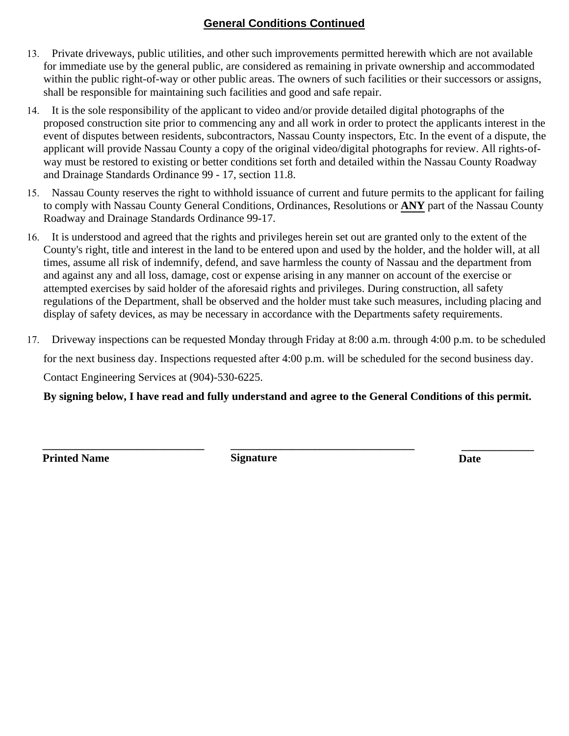## General Conditions Continued

13. Private driveways, public utilities, and other such improvements permitted herewith which are not available for immediate use by the general public, are considered as remaining in private ownership and accommodated within the public right-of-way or other public areas. The owners of such facilities or their successors or assigns, shall be responsible for maintaining such facilities and good and safe repair.

14. It is the sole responsibility of the applicant to video and/or provide detailed digital photographs of the proposed construction site prior to commencing any and all work in order to protect the applicants interest in the event of disputes between residents, subcontractors, Nassau County inspectors, Etc. In the event of a dispute, the applicant will provide Nassau County a copy of the original video/digital photographs for review. All rights-of-way must be restored to existing or better conditions set forth and detailed within the Nassau County Roadway and Drainage Standards Ordinance 99 - 17, section 11.8.

15. Nassau County reserves the right to withhold issuance of current and future permits to the applicant for failing to comply with Nassau County General Conditions, Ordinances, Resolutions or **ANY** part of the Nassau County Roadway and Drainage Standards Ordinance 99-17.

16. It is understood and agreed that the rights and privileges herein set out are granted only to the extent of the County's right, title and interest in the land to be entered upon and used by the holder, and the holder will, at all times, assume all risk of indemnify, defend, and save harmless the county of Nassau and the department from and against any and all loss, damage, cost or expense arising in any manner on account of the exercise or attempted exercises by said holder of the aforesaid rights and privileges. During construction, all safety regulations of the Department, shall be observed and the holder must take such measures, including placing and display of safety devices, as may be necessary in accordance with the Departments safety requirements.

17. Driveway inspections can be requested Monday through Friday at 8:00 a.m. through 4:00 p.m. to be scheduled for the next business day. Inspections requested after 4:00 p.m. will be scheduled for the second business day. Contact Engineering Services at (904)-530-6225.

**By signing below, I have read and fully understand and agree to the General Conditions of this permit.**

| ______________________________ | __________________________________ | _____________ |
|---|---|---|
| **Printed Name** | **Signature** | **Date** |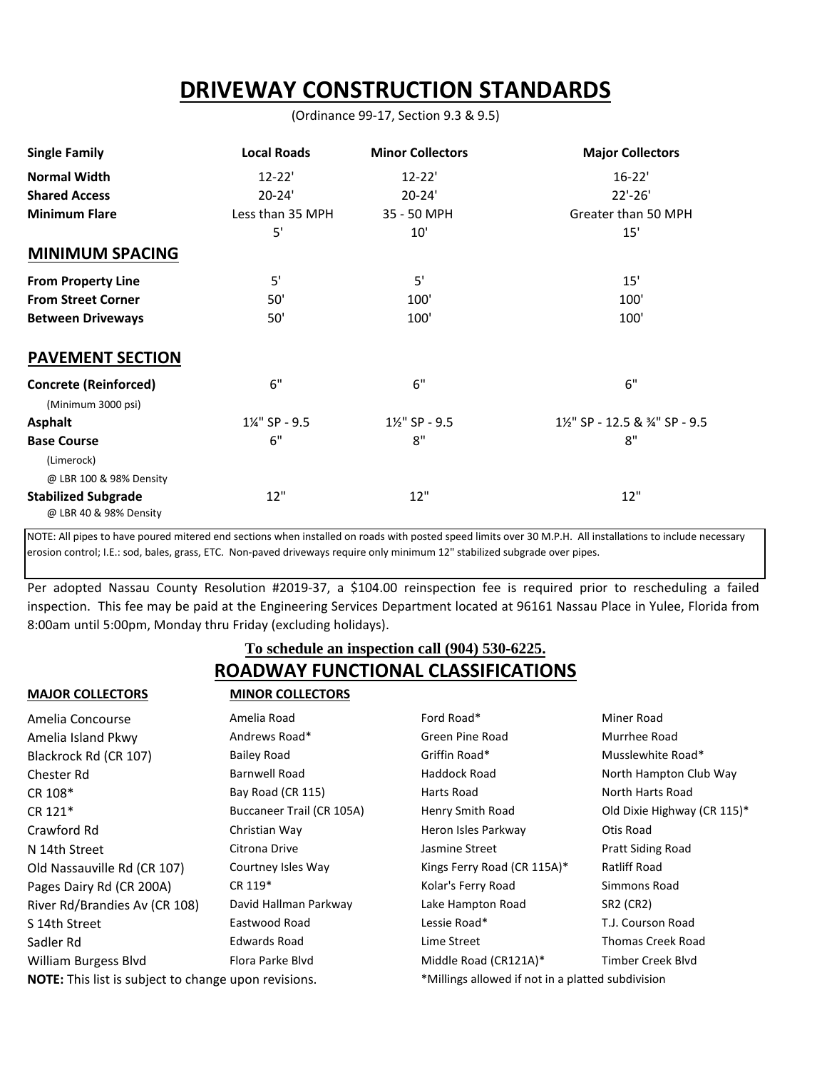# DRIVEWAY CONSTRUCTION STANDARDS

(Ordinance 99-17, Section 9.3 & 9.5)

| Single Family | Local Roads | Minor Collectors | Major Collectors |
|---|---|---|---|
| **Normal Width** | 12-22' | 12-22' | 16-22' |
| **Shared Access** | 20-24' | 20-24' | 22'-26' |
| **Minimum Flare** | Less than 35 MPH | 35 - 50 MPH | Greater than 50 MPH |
| | 5' | 10' | 15' |

## MINIMUM SPACING

| | Local Roads | Minor Collectors | Major Collectors |
|---|---|---|---|
| **From Property Line** | 5' | 5' | 15' |
| **From Street Corner** | 50' | 100' | 100' |
| **Between Driveways** | 50' | 100' | 100' |

## PAVEMENT SECTION

| | Local Roads | Minor Collectors | Major Collectors |
|---|---|---|---|
| **Concrete (Reinforced)** (Minimum 3000 psi) | 6" | 6" | 6" |
| **Asphalt** | 1¼" SP - 9.5 | 1½" SP - 9.5 | 1½" SP - 12.5 & ¾" SP - 9.5 |
| **Base Course** (Limerock) @ LBR 100 & 98% Density | 6" | 8" | 8" |
| **Stabilized Subgrade** @ LBR 40 & 98% Density | 12" | 12" | 12" |

NOTE: All pipes to have poured mitered end sections when installed on roads with posted speed limits over 30 M.P.H. All installations to include necessary erosion control; I.E.: sod, bales, grass, ETC. Non-paved driveways require only minimum 12" stabilized subgrade over pipes.

Per adopted Nassau County Resolution #2019-37, a $104.00 reinspection fee is required prior to rescheduling a failed inspection. This fee may be paid at the Engineering Services Department located at 96161 Nassau Place in Yulee, Florida from 8:00am until 5:00pm, Monday thru Friday (excluding holidays).

**To schedule an inspection call (904) 530-6225.**

## ROADWAY FUNCTIONAL CLASSIFICATIONS

**MAJOR COLLECTORS**

- Amelia Concourse
- Amelia Island Pkwy
- Blackrock Rd (CR 107)
- Chester Rd
- CR 108*
- CR 121*
- Crawford Rd
- N 14th Street
- Old Nassauville Rd (CR 107)
- Pages Dairy Rd (CR 200A)
- River Rd/Brandies Av (CR 108)
- S 14th Street
- Sadler Rd
- William Burgess Blvd

**MINOR COLLECTORS**

- Amelia Road
- Andrews Road*
- Bailey Road
- Barnwell Road
- Bay Road (CR 115)
- Buccaneer Trail (CR 105A)
- Christian Way
- Citrona Drive
- Courtney Isles Way
- CR 119*
- David Hallman Parkway
- Eastwood Road
- Edwards Road
- Flora Parke Blvd
- Ford Road*
- Green Pine Road
- Griffin Road*
- Haddock Road
- Harts Road
- Henry Smith Road
- Heron Isles Parkway
- Jasmine Street
- Kings Ferry Road (CR 115A)*
- Kolar's Ferry Road
- Lake Hampton Road
- Lessie Road*
- Lime Street
- Middle Road (CR121A)*
- Miner Road
- Murrhee Road
- Musslewhite Road*
- North Hampton Club Way
- North Harts Road
- Old Dixie Highway (CR 115)*
- Otis Road
- Pratt Siding Road
- Ratliff Road
- Simmons Road
- SR2 (CR2)
- T.J. Courson Road
- Thomas Creek Road
- Timber Creek Blvd

**NOTE:** This list is subject to change upon revisions.

*Millings allowed if not in a platted subdivision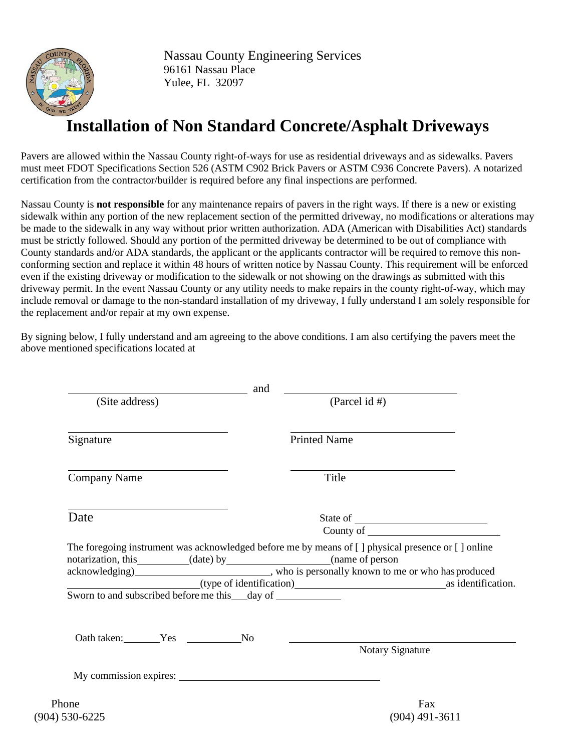Nassau County Engineering Services
96161 Nassau Place
Yulee, FL 32097

# Installation of Non Standard Concrete/Asphalt Driveways

Pavers are allowed within the Nassau County right-of-ways for use as residential driveways and as sidewalks. Pavers must meet FDOT Specifications Section 526 (ASTM C902 Brick Pavers or ASTM C936 Concrete Pavers). A notarized certification from the contractor/builder is required before any final inspections are performed.

Nassau County is **not responsible** for any maintenance repairs of pavers in the right ways. If there is a new or existing sidewalk within any portion of the new replacement section of the permitted driveway, no modifications or alterations may be made to the sidewalk in any way without prior written authorization. ADA (American with Disabilities Act) standards must be strictly followed. Should any portion of the permitted driveway be determined to be out of compliance with County standards and/or ADA standards, the applicant or the applicants contractor will be required to remove this non-conforming section and replace it within 48 hours of written notice by Nassau County. This requirement will be enforced even if the existing driveway or modification to the sidewalk or not showing on the drawings as submitted with this driveway permit. In the event Nassau County or any utility needs to make repairs in the county right-of-way, which may include removal or damage to the non-standard installation of my driveway, I fully understand I am solely responsible for the replacement and/or repair at my own expense.

By signing below, I fully understand and am agreeing to the above conditions. I am also certifying the pavers meet the above mentioned specifications located at

\_\_\_\_\_\_\_\_\_\_\_\_\_\_\_\_\_\_\_\_\_\_\_\_\_\_\_\_ and \_\_\_\_\_\_\_\_\_\_\_\_\_\_\_\_\_\_\_\_\_\_\_\_\_\_\_\_
(Site address) (Parcel id #)

\_\_\_\_\_\_\_\_\_\_\_\_\_\_\_\_\_\_\_\_\_\_\_\_\_\_\_\_ \_\_\_\_\_\_\_\_\_\_\_\_\_\_\_\_\_\_\_\_\_\_\_\_\_\_\_\_
Signature Printed Name

\_\_\_\_\_\_\_\_\_\_\_\_\_\_\_\_\_\_\_\_\_\_\_\_\_\_\_\_ \_\_\_\_\_\_\_\_\_\_\_\_\_\_\_\_\_\_\_\_\_\_\_\_\_\_\_\_
Company Name Title

\_\_\_\_\_\_\_\_\_\_\_\_\_\_\_\_\_\_\_\_\_\_\_\_\_\_\_\_
Date

State of \_\_\_\_\_\_\_\_\_\_\_\_\_\_\_\_\_\_\_\_
County of \_\_\_\_\_\_\_\_\_\_\_\_\_\_\_\_\_\_\_\_

The foregoing instrument was acknowledged before me by means of [ ] physical presence or [ ] online notarization, this\_\_\_\_\_\_\_\_(date) by\_\_\_\_\_\_\_\_\_\_\_\_\_\_\_\_(name of person acknowledging)\_\_\_\_\_\_\_\_\_\_\_\_\_\_\_\_\_\_\_\_, who is personally known to me or who has produced \_\_\_\_\_\_\_\_\_\_\_\_\_\_\_\_\_\_\_\_(type of identification)\_\_\_\_\_\_\_\_\_\_\_\_\_\_\_\_\_\_\_\_\_\_as identification.
Sworn to and subscribed before me this\_\_\_day of \_\_\_\_\_\_\_\_\_\_

Oath taken:\_\_\_\_\_\_Yes \_\_\_\_\_\_\_\_No

\_\_\_\_\_\_\_\_\_\_\_\_\_\_\_\_\_\_\_\_\_\_\_\_\_\_\_\_\_\_\_\_\_\_\_\_
Notary Signature

My commission expires: \_\_\_\_\_\_\_\_\_\_\_\_\_\_\_\_\_\_\_\_\_\_\_\_\_\_\_\_\_\_

Phone
(904) 530-6225

Fax
(904) 491-3611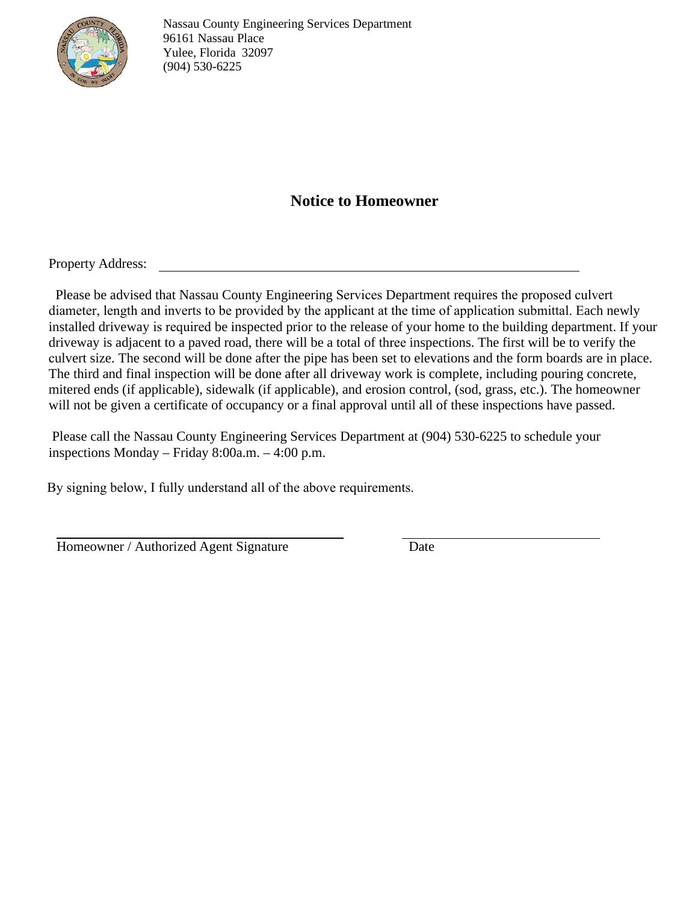Nassau County Engineering Services Department
96161 Nassau Place
Yulee, Florida 32097
(904) 530-6225

## Notice to Homeowner

Property Address: ____________________________________________

Please be advised that Nassau County Engineering Services Department requires the proposed culvert diameter, length and inverts to be provided by the applicant at the time of application submittal. Each newly installed driveway is required be inspected prior to the release of your home to the building department. If your driveway is adjacent to a paved road, there will be a total of three inspections. The first will be to verify the culvert size. The second will be done after the pipe has been set to elevations and the form boards are in place. The third and final inspection will be done after all driveway work is complete, including pouring concrete, mitered ends (if applicable), sidewalk (if applicable), and erosion control, (sod, grass, etc.). The homeowner will not be given a certificate of occupancy or a final approval until all of these inspections have passed.

Please call the Nassau County Engineering Services Department at (904) 530-6225 to schedule your inspections Monday – Friday 8:00a.m. – 4:00 p.m.

By signing below, I fully understand all of the above requirements.

______________________________________ ______________________________

Homeowner / Authorized Agent Signature Date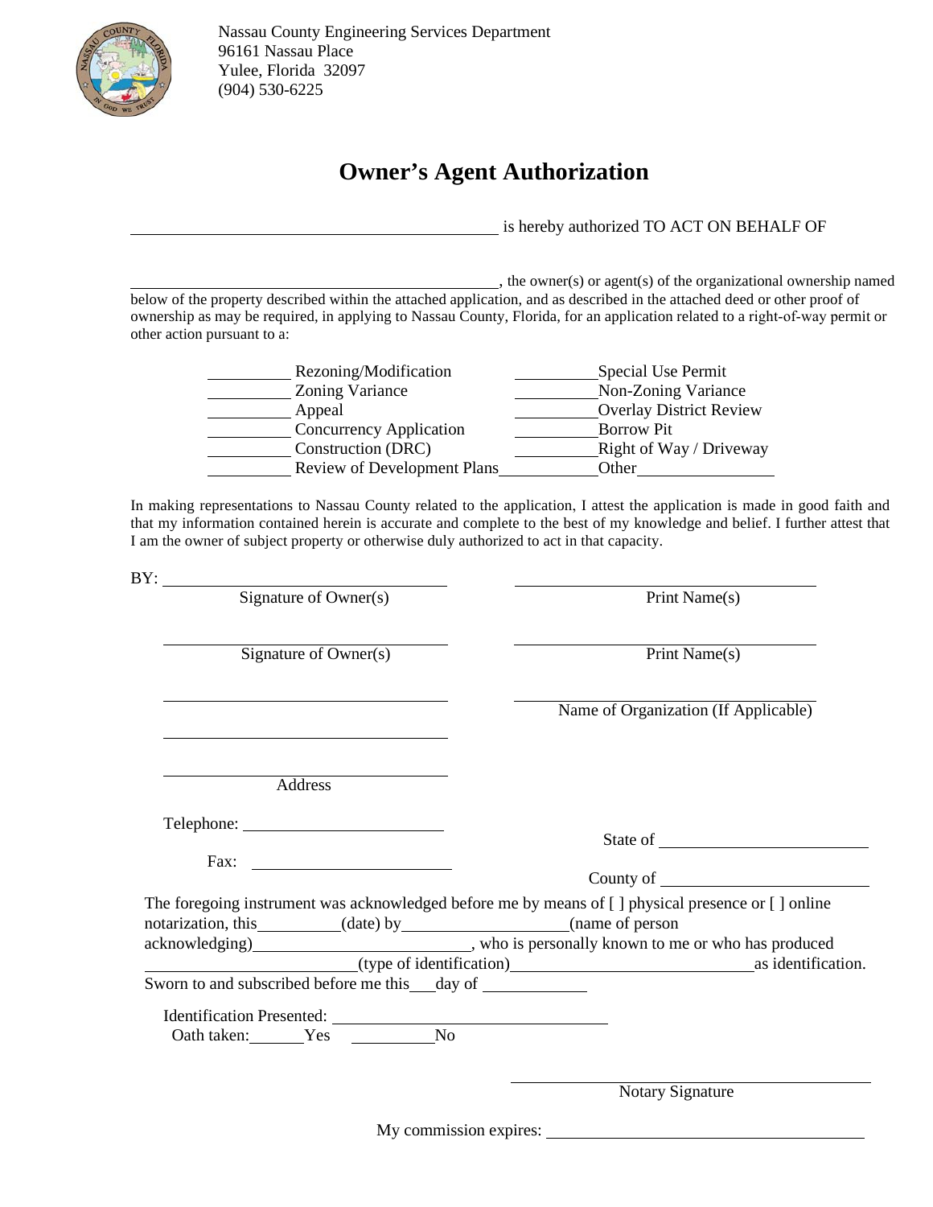Nassau County Engineering Services Department
96161 Nassau Place
Yulee, Florida 32097
(904) 530-6225

# Owner's Agent Authorization

____________________________________________ is hereby authorized TO ACT ON BEHALF OF

______________________________________________, the owner(s) or agent(s) of the organizational ownership named below of the property described within the attached application, and as described in the attached deed or other proof of ownership as may be required, in applying to Nassau County, Florida, for an application related to a right-of-way permit or other action pursuant to a:

| | |
|---|---|
| __________ Rezoning/Modification | __________ Special Use Permit |
| __________ Zoning Variance | __________ Non-Zoning Variance |
| __________ Appeal | __________ Overlay District Review |
| __________ Concurrency Application | __________ Borrow Pit |
| __________ Construction (DRC) | __________ Right of Way / Driveway |
| __________ Review of Development Plans | __________ Other ________________ |

In making representations to Nassau County related to the application, I attest the application is made in good faith and that my information contained herein is accurate and complete to the best of my knowledge and belief. I further attest that I am the owner of subject property or otherwise duly authorized to act in that capacity.

BY: ________________________________ ________________________________
Signature of Owner(s) Print Name(s)

________________________________ ________________________________
Signature of Owner(s) Print Name(s)

________________________________ ________________________________
 Name of Organization (If Applicable)

________________________________

________________________________
Address

Telephone: ________________________

Fax: ________________________

State of ________________________

County of ________________________

The foregoing instrument was acknowledged before me by means of [ ] physical presence or [ ] online notarization, this__________(date) by____________________(name of person acknowledging)__________________________, who is personally known to me or who has produced __________________________(type of identification)______________________________as identification.
Sworn to and subscribed before me this___day of ____________

Identification Presented: ________________________________
Oath taken:_______Yes __________No

________________________________________
Notary Signature

My commission expires: ______________________________________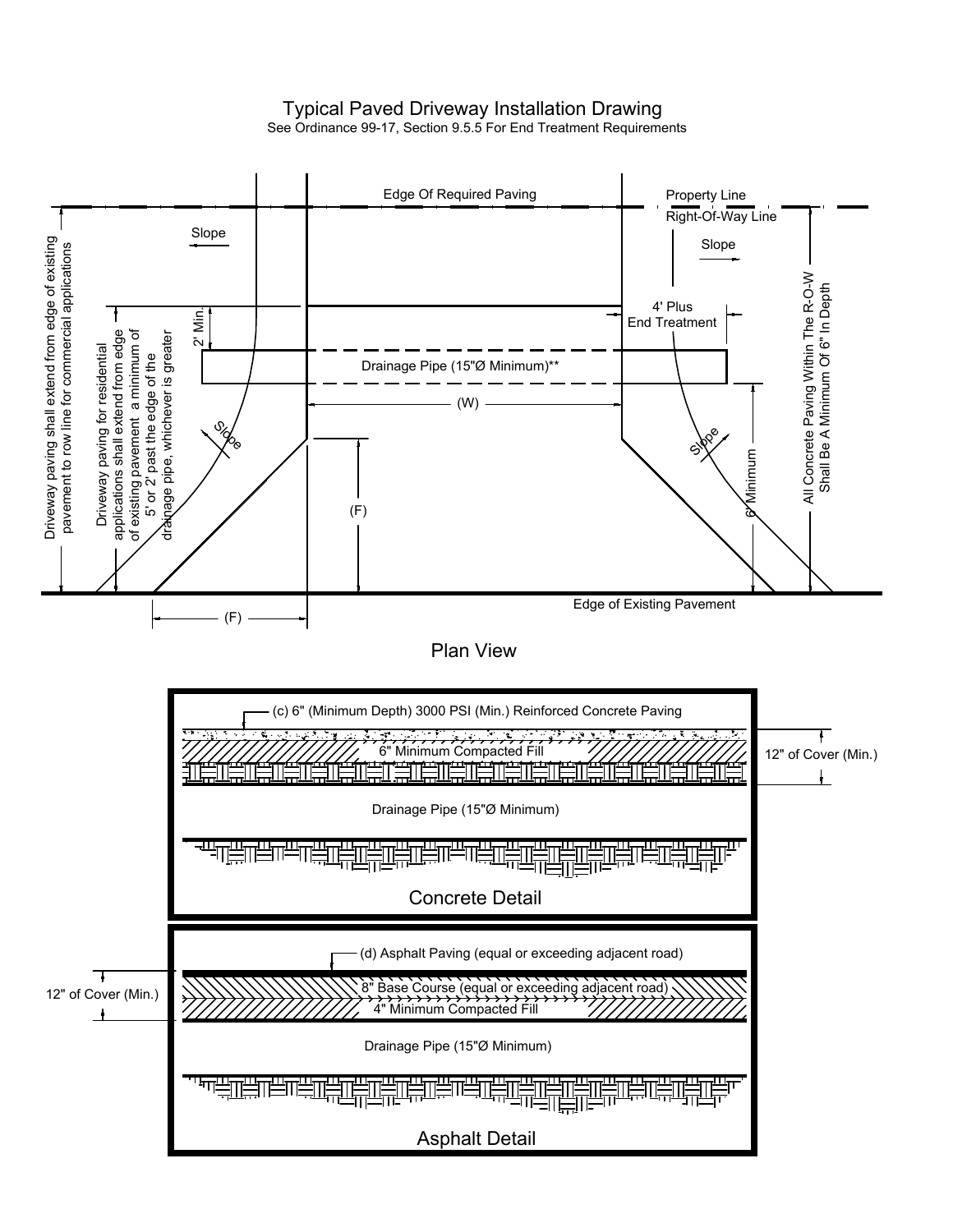# Typical Paved Driveway Installation Drawing

See Ordinance 99-17, Section 9.5.5 For End Treatment Requirements

Edge Of Required Paving

Property Line

Right-Of-Way Line

Slope

Slope

2' Min.

4' Plus End Treatment

Drainage Pipe (15"Ø Minimum)**

(W)

Slope

Slope

(F)

6' Minimum

Driveway paving shall extend from edge of existing pavement to row line for commercial applications

Driveway paving for residential applications shall extend from edge of existing pavement a minimum of 5' or 2' past the edge of the drainage pipe, whichever is greater

All Concrete Paving Within The R-O-W Shall Be A Minimum Of 6" In Depth

Edge of Existing Pavement

(F)

## Plan View

(c) 6" (Minimum Depth) 3000 PSI (Min.) Reinforced Concrete Paving

6" Minimum Compacted Fill

12" of Cover (Min.)

Drainage Pipe (15"Ø Minimum)

## Concrete Detail

(d) Asphalt Paving (equal or exceeding adjacent road)

8" Base Course (equal or exceeding adjacent road)

4" Minimum Compacted Fill

12" of Cover (Min.)

Drainage Pipe (15"Ø Minimum)

## Asphalt Detail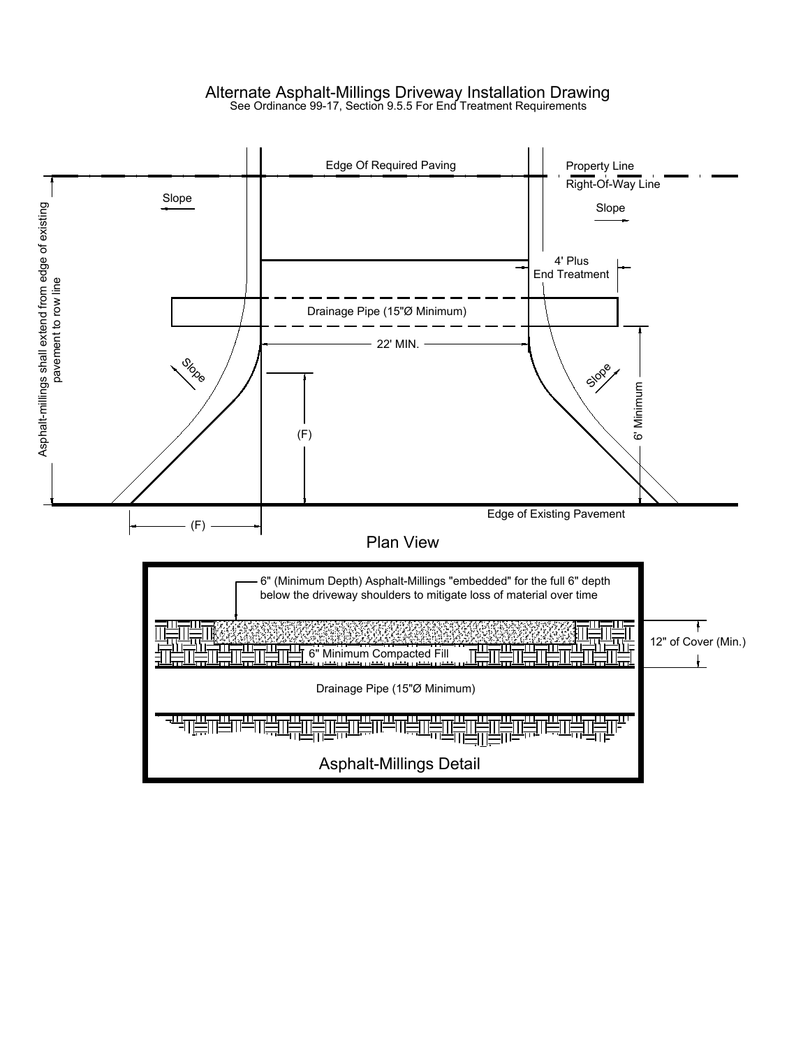# Alternate Asphalt-Millings Driveway Installation Drawing

See Ordinance 99-17, Section 9.5.5 For End Treatment Requirements

Edge Of Required Paving

Property Line

Right-Of-Way Line

Slope

Slope

4' Plus
End Treatment

Drainage Pipe (15"Ø Minimum)

22' MIN.

Slope

Slope

Asphalt-millings shall extend from edge of existing pavement to row line

(F)

6' Minimum

Edge of Existing Pavement

(F)

Plan View

6" (Minimum Depth) Asphalt-Millings "embedded" for the full 6" depth below the driveway shoulders to mitigate loss of material over time

6" Minimum Compacted Fill

12" of Cover (Min.)

Drainage Pipe (15"Ø Minimum)

Asphalt-Millings Detail